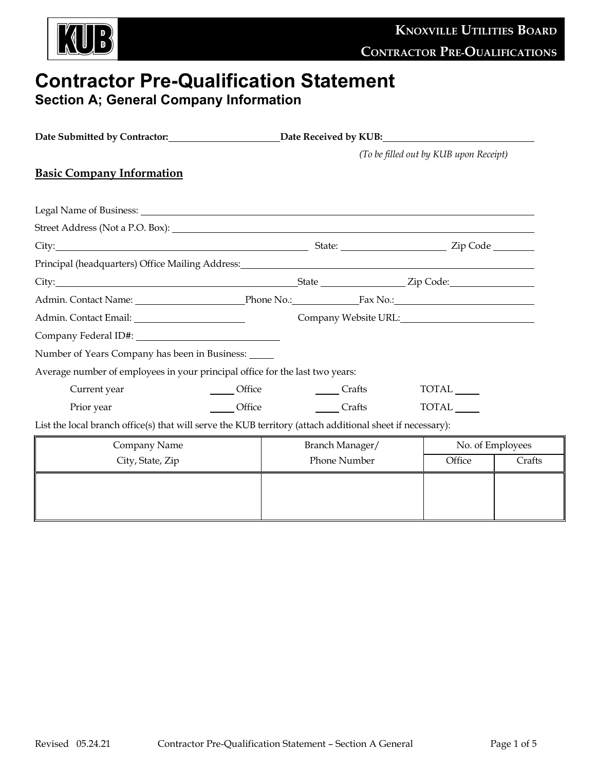# Contractor Pre-Qualification Statement

## Section A; General Company Information

**Date Submitted by Contractor:** ______________________ **Date Received by KUB:** ______________________

*(To be filled out by KUB upon Receipt)*

### Basic Company Information

Legal Name of Business: ______________________________________________

Street Address (Not a P.O. Box): ______________________________________________

City: ______________________ State: ______________ Zip Code ________

Principal (headquarters) Office Mailing Address: ______________________________________________

City: ______________________ State ______________ Zip Code: ________

Admin. Contact Name: ______________ Phone No.: ______________ Fax No.: ______________

Admin. Contact Email: ______________ Company Website URL: ______________

Company Federal ID#: ______________________

Number of Years Company has been in Business: _____

Average number of employees in your principal office for the last two years:

| | | | |
|---|---|---|---|
| Current year | _____ Office | _____ Crafts | TOTAL _____ |
| Prior year | _____ Office | _____ Crafts | TOTAL _____ |

List the local branch office(s) that will serve the KUB territory (attach additional sheet if necessary):

| Company Name<br>City, State, Zip | Branch Manager/<br>Phone Number | No. of Employees | |
|---|---|---|---|
| | | Office | Crafts |
| | | | |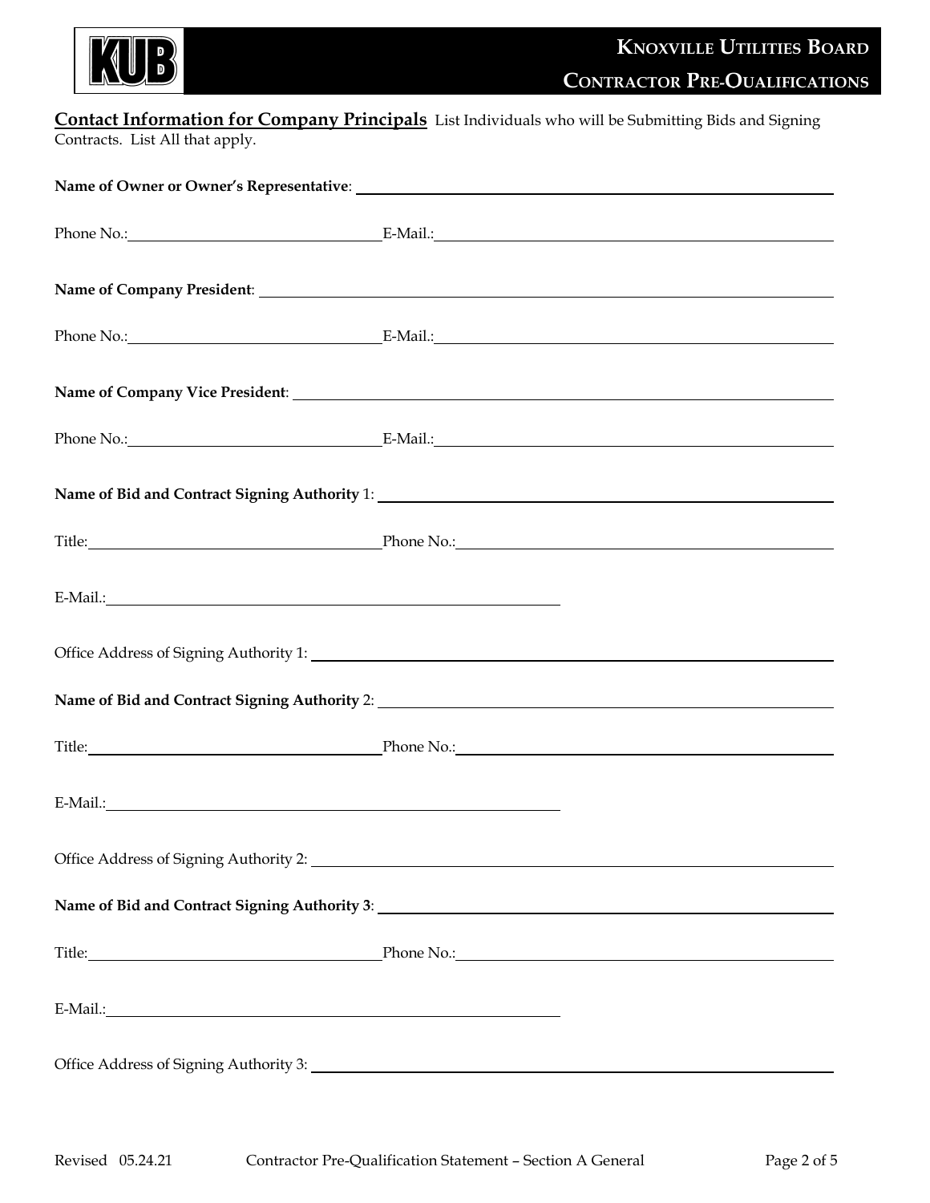**Contact Information for Company Principals** List Individuals who will be Submitting Bids and Signing Contracts. List All that apply.

**Name of Owner or Owner's Representative**: ____________________

Phone No.: ____________________ E-Mail.: ____________________

**Name of Company President**: ____________________

Phone No.: ____________________ E-Mail.: ____________________

**Name of Company Vice President**: ____________________

Phone No.: ____________________ E-Mail.: ____________________

**Name of Bid and Contract Signing Authority** 1: ____________________

Title: ____________________ Phone No.: ____________________

E-Mail.: ____________________

Office Address of Signing Authority 1: ____________________

**Name of Bid and Contract Signing Authority** 2: ____________________

Title: ____________________ Phone No.: ____________________

E-Mail.: ____________________

Office Address of Signing Authority 2: ____________________

**Name of Bid and Contract Signing Authority 3**: ____________________

Title: ____________________ Phone No.: ____________________

E-Mail.: ____________________

Office Address of Signing Authority 3: ____________________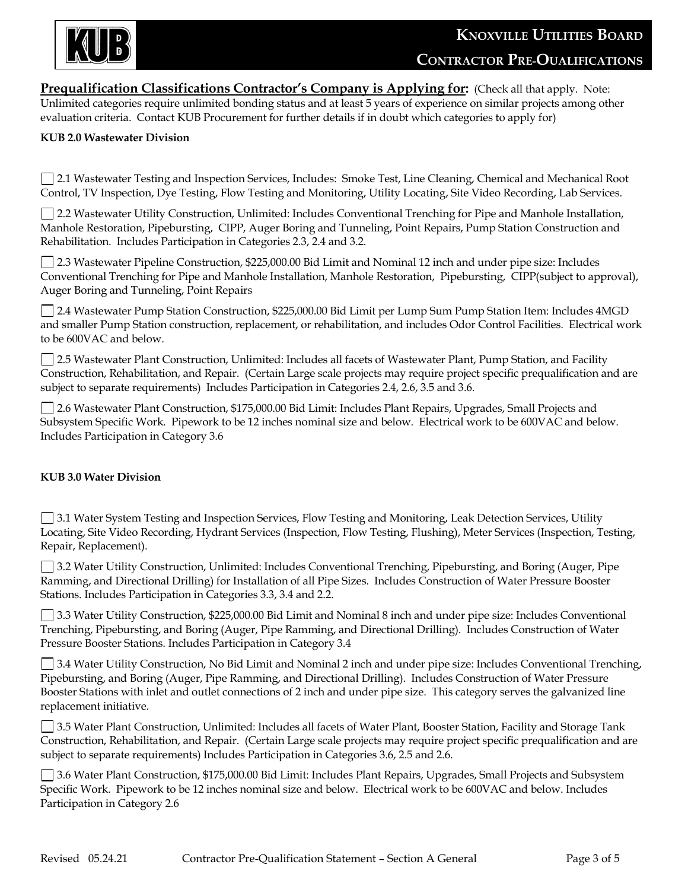**Prequalification Classifications Contractor's Company is Applying for:** (Check all that apply. Note: Unlimited categories require unlimited bonding status and at least 5 years of experience on similar projects among other evaluation criteria. Contact KUB Procurement for further details if in doubt which categories to apply for)

**KUB 2.0 Wastewater Division**

☐ 2.1 Wastewater Testing and Inspection Services, Includes: Smoke Test, Line Cleaning, Chemical and Mechanical Root Control, TV Inspection, Dye Testing, Flow Testing and Monitoring, Utility Locating, Site Video Recording, Lab Services.

☐ 2.2 Wastewater Utility Construction, Unlimited: Includes Conventional Trenching for Pipe and Manhole Installation, Manhole Restoration, Pipebursting, CIPP, Auger Boring and Tunneling, Point Repairs, Pump Station Construction and Rehabilitation. Includes Participation in Categories 2.3, 2.4 and 3.2.

☐ 2.3 Wastewater Pipeline Construction, $225,000.00 Bid Limit and Nominal 12 inch and under pipe size: Includes Conventional Trenching for Pipe and Manhole Installation, Manhole Restoration, Pipebursting, CIPP(subject to approval), Auger Boring and Tunneling, Point Repairs

☐ 2.4 Wastewater Pump Station Construction, $225,000.00 Bid Limit per Lump Sum Pump Station Item: Includes 4MGD and smaller Pump Station construction, replacement, or rehabilitation, and includes Odor Control Facilities. Electrical work to be 600VAC and below.

☐ 2.5 Wastewater Plant Construction, Unlimited: Includes all facets of Wastewater Plant, Pump Station, and Facility Construction, Rehabilitation, and Repair. (Certain Large scale projects may require project specific prequalification and are subject to separate requirements) Includes Participation in Categories 2.4, 2.6, 3.5 and 3.6.

☐ 2.6 Wastewater Plant Construction, $175,000.00 Bid Limit: Includes Plant Repairs, Upgrades, Small Projects and Subsystem Specific Work. Pipework to be 12 inches nominal size and below. Electrical work to be 600VAC and below. Includes Participation in Category 3.6

**KUB 3.0 Water Division**

☐ 3.1 Water System Testing and Inspection Services, Flow Testing and Monitoring, Leak Detection Services, Utility Locating, Site Video Recording, Hydrant Services (Inspection, Flow Testing, Flushing), Meter Services (Inspection, Testing, Repair, Replacement).

☐ 3.2 Water Utility Construction, Unlimited: Includes Conventional Trenching, Pipebursting, and Boring (Auger, Pipe Ramming, and Directional Drilling) for Installation of all Pipe Sizes. Includes Construction of Water Pressure Booster Stations. Includes Participation in Categories 3.3, 3.4 and 2.2.

☐ 3.3 Water Utility Construction, $225,000.00 Bid Limit and Nominal 8 inch and under pipe size: Includes Conventional Trenching, Pipebursting, and Boring (Auger, Pipe Ramming, and Directional Drilling). Includes Construction of Water Pressure Booster Stations. Includes Participation in Category 3.4

☐ 3.4 Water Utility Construction, No Bid Limit and Nominal 2 inch and under pipe size: Includes Conventional Trenching, Pipebursting, and Boring (Auger, Pipe Ramming, and Directional Drilling). Includes Construction of Water Pressure Booster Stations with inlet and outlet connections of 2 inch and under pipe size. This category serves the galvanized line replacement initiative.

☐ 3.5 Water Plant Construction, Unlimited: Includes all facets of Water Plant, Booster Station, Facility and Storage Tank Construction, Rehabilitation, and Repair. (Certain Large scale projects may require project specific prequalification and are subject to separate requirements) Includes Participation in Categories 3.6, 2.5 and 2.6.

☐ 3.6 Water Plant Construction, $175,000.00 Bid Limit: Includes Plant Repairs, Upgrades, Small Projects and Subsystem Specific Work. Pipework to be 12 inches nominal size and below. Electrical work to be 600VAC and below. Includes Participation in Category 2.6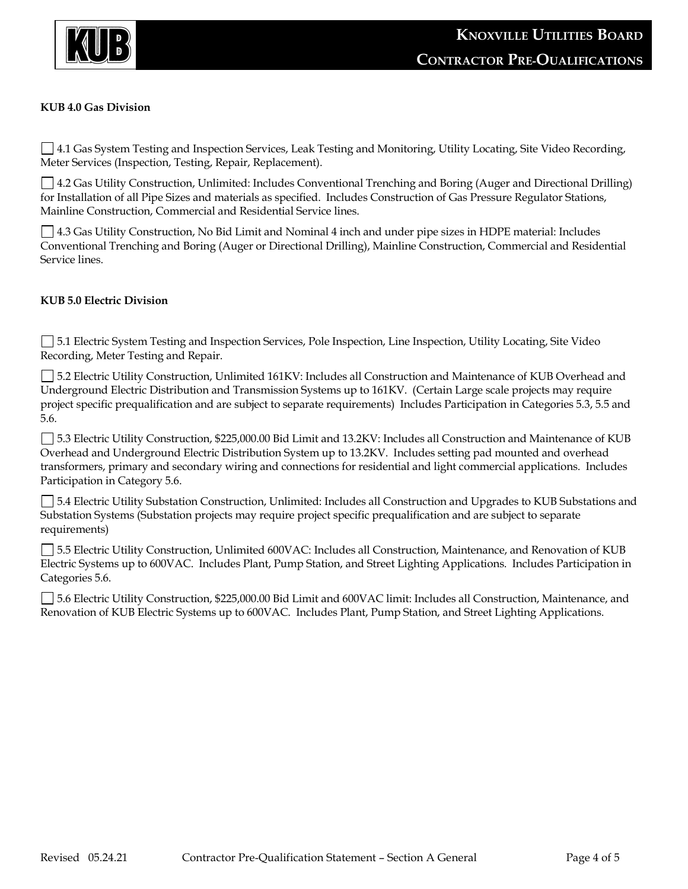**KUB 4.0 Gas Division**

☐ 4.1 Gas System Testing and Inspection Services, Leak Testing and Monitoring, Utility Locating, Site Video Recording, Meter Services (Inspection, Testing, Repair, Replacement).

☐ 4.2 Gas Utility Construction, Unlimited: Includes Conventional Trenching and Boring (Auger and Directional Drilling) for Installation of all Pipe Sizes and materials as specified. Includes Construction of Gas Pressure Regulator Stations, Mainline Construction, Commercial and Residential Service lines.

☐ 4.3 Gas Utility Construction, No Bid Limit and Nominal 4 inch and under pipe sizes in HDPE material: Includes Conventional Trenching and Boring (Auger or Directional Drilling), Mainline Construction, Commercial and Residential Service lines.

**KUB 5.0 Electric Division**

☐ 5.1 Electric System Testing and Inspection Services, Pole Inspection, Line Inspection, Utility Locating, Site Video Recording, Meter Testing and Repair.

☐ 5.2 Electric Utility Construction, Unlimited 161KV: Includes all Construction and Maintenance of KUB Overhead and Underground Electric Distribution and Transmission Systems up to 161KV. (Certain Large scale projects may require project specific prequalification and are subject to separate requirements) Includes Participation in Categories 5.3, 5.5 and 5.6.

☐ 5.3 Electric Utility Construction, $225,000.00 Bid Limit and 13.2KV: Includes all Construction and Maintenance of KUB Overhead and Underground Electric Distribution System up to 13.2KV. Includes setting pad mounted and overhead transformers, primary and secondary wiring and connections for residential and light commercial applications. Includes Participation in Category 5.6.

☐ 5.4 Electric Utility Substation Construction, Unlimited: Includes all Construction and Upgrades to KUB Substations and Substation Systems (Substation projects may require project specific prequalification and are subject to separate requirements)

☐ 5.5 Electric Utility Construction, Unlimited 600VAC: Includes all Construction, Maintenance, and Renovation of KUB Electric Systems up to 600VAC. Includes Plant, Pump Station, and Street Lighting Applications. Includes Participation in Categories 5.6.

☐ 5.6 Electric Utility Construction, $225,000.00 Bid Limit and 600VAC limit: Includes all Construction, Maintenance, and Renovation of KUB Electric Systems up to 600VAC. Includes Plant, Pump Station, and Street Lighting Applications.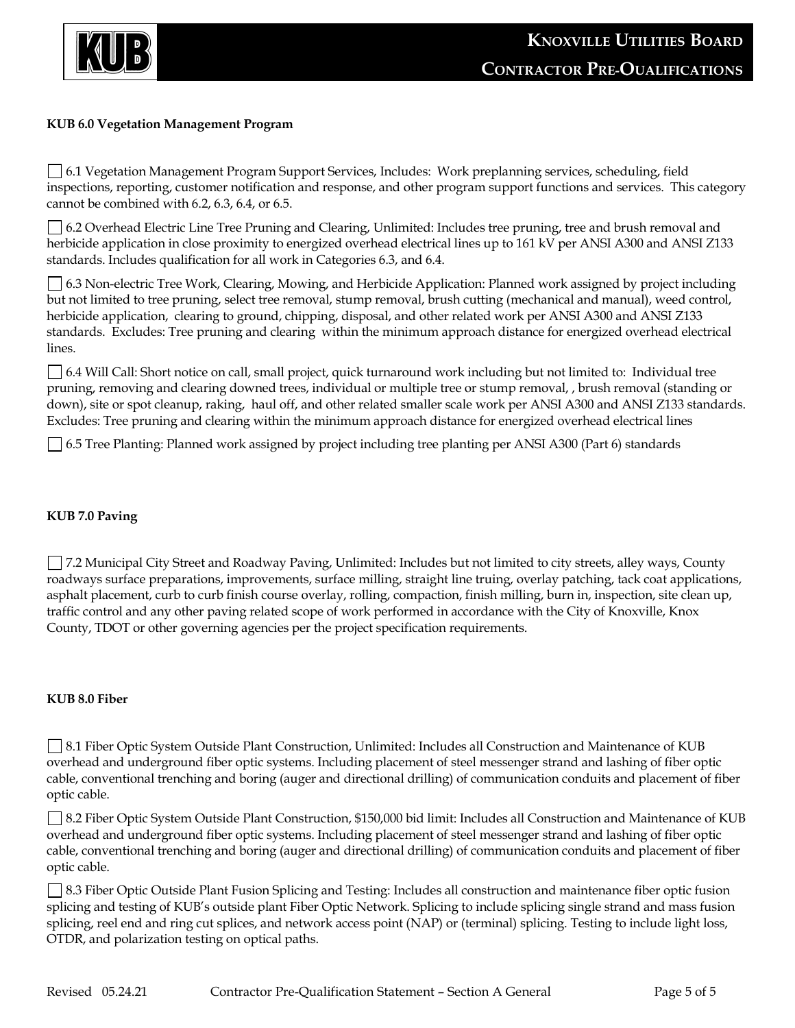**KUB 6.0 Vegetation Management Program**

☐ 6.1 Vegetation Management Program Support Services, Includes: Work preplanning services, scheduling, field inspections, reporting, customer notification and response, and other program support functions and services. This category cannot be combined with 6.2, 6.3, 6.4, or 6.5.

☐ 6.2 Overhead Electric Line Tree Pruning and Clearing, Unlimited: Includes tree pruning, tree and brush removal and herbicide application in close proximity to energized overhead electrical lines up to 161 kV per ANSI A300 and ANSI Z133 standards. Includes qualification for all work in Categories 6.3, and 6.4.

☐ 6.3 Non-electric Tree Work, Clearing, Mowing, and Herbicide Application: Planned work assigned by project including but not limited to tree pruning, select tree removal, stump removal, brush cutting (mechanical and manual), weed control, herbicide application, clearing to ground, chipping, disposal, and other related work per ANSI A300 and ANSI Z133 standards. Excludes: Tree pruning and clearing within the minimum approach distance for energized overhead electrical lines.

☐ 6.4 Will Call: Short notice on call, small project, quick turnaround work including but not limited to: Individual tree pruning, removing and clearing downed trees, individual or multiple tree or stump removal, , brush removal (standing or down), site or spot cleanup, raking, haul off, and other related smaller scale work per ANSI A300 and ANSI Z133 standards. Excludes: Tree pruning and clearing within the minimum approach distance for energized overhead electrical lines

☐ 6.5 Tree Planting: Planned work assigned by project including tree planting per ANSI A300 (Part 6) standards

**KUB 7.0 Paving**

☐ 7.2 Municipal City Street and Roadway Paving, Unlimited: Includes but not limited to city streets, alley ways, County roadways surface preparations, improvements, surface milling, straight line truing, overlay patching, tack coat applications, asphalt placement, curb to curb finish course overlay, rolling, compaction, finish milling, burn in, inspection, site clean up, traffic control and any other paving related scope of work performed in accordance with the City of Knoxville, Knox County, TDOT or other governing agencies per the project specification requirements.

**KUB 8.0 Fiber**

☐ 8.1 Fiber Optic System Outside Plant Construction, Unlimited: Includes all Construction and Maintenance of KUB overhead and underground fiber optic systems. Including placement of steel messenger strand and lashing of fiber optic cable, conventional trenching and boring (auger and directional drilling) of communication conduits and placement of fiber optic cable.

☐ 8.2 Fiber Optic System Outside Plant Construction, $150,000 bid limit: Includes all Construction and Maintenance of KUB overhead and underground fiber optic systems. Including placement of steel messenger strand and lashing of fiber optic cable, conventional trenching and boring (auger and directional drilling) of communication conduits and placement of fiber optic cable.

☐ 8.3 Fiber Optic Outside Plant Fusion Splicing and Testing: Includes all construction and maintenance fiber optic fusion splicing and testing of KUB's outside plant Fiber Optic Network. Splicing to include splicing single strand and mass fusion splicing, reel end and ring cut splices, and network access point (NAP) or (terminal) splicing. Testing to include light loss, OTDR, and polarization testing on optical paths.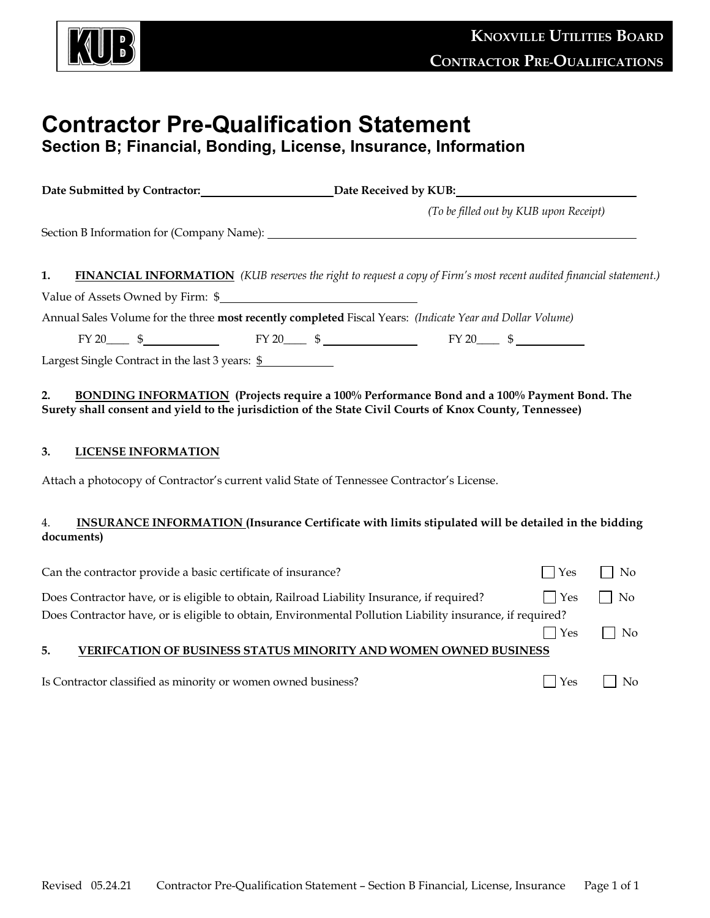# Contractor Pre-Qualification Statement

## Section B; Financial, Bonding, License, Insurance, Information

**Date Submitted by Contractor:** ______________________ **Date Received by KUB:** ______________________

*(To be filled out by KUB upon Receipt)*

Section B Information for (Company Name): ______________________________________________

**1. FINANCIAL INFORMATION** *(KUB reserves the right to request a copy of Firm's most recent audited financial statement.)*

Value of Assets Owned by Firm: $______________________

Annual Sales Volume for the three **most recently completed** Fiscal Years: *(Indicate Year and Dollar Volume)*

FY 20____ $____________ FY 20____ $______________ FY 20____ $__________

Largest Single Contract in the last 3 years: $__________

**2. BONDING INFORMATION (Projects require a 100% Performance Bond and a 100% Payment Bond. The Surety shall consent and yield to the jurisdiction of the State Civil Courts of Knox County, Tennessee)**

**3. LICENSE INFORMATION**

Attach a photocopy of Contractor's current valid State of Tennessee Contractor's License.

4. **INSURANCE INFORMATION (Insurance Certificate with limits stipulated will be detailed in the bidding documents)**

Can the contractor provide a basic certificate of insurance? ☐ Yes ☐ No

Does Contractor have, or is eligible to obtain, Railroad Liability Insurance, if required? ☐ Yes ☐ No

Does Contractor have, or is eligible to obtain, Environmental Pollution Liability insurance, if required? ☐ Yes ☐ No

**5. VERIFCATION OF BUSINESS STATUS MINORITY AND WOMEN OWNED BUSINESS**

Is Contractor classified as minority or women owned business? ☐ Yes ☐ No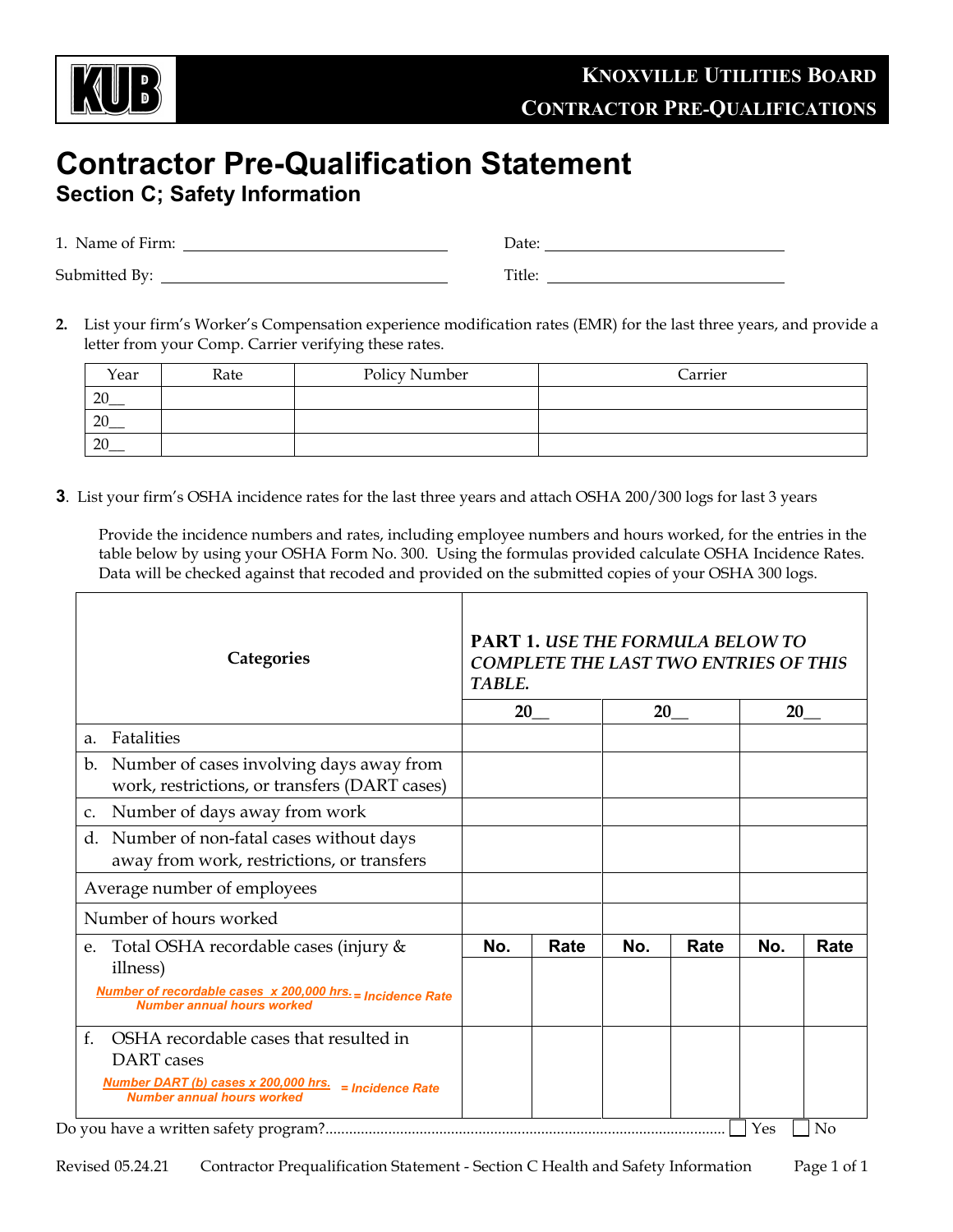**KNOXVILLE UTILITIES BOARD**

**CONTRACTOR PRE-QUALIFICATIONS**

# Contractor Pre-Qualification Statement

## Section C; Safety Information

1. Name of Firm: ______________________ Date: ______________________

Submitted By: ______________________ Title: ______________________

**2.** List your firm's Worker's Compensation experience modification rates (EMR) for the last three years, and provide a letter from your Comp. Carrier verifying these rates.

| Year | Rate | Policy Number | Carrier |
|---|---|---|---|
| 20__ | | | |
| 20__ | | | |
| 20__ | | | |

**3**. List your firm's OSHA incidence rates for the last three years and attach OSHA 200/300 logs for last 3 years

Provide the incidence numbers and rates, including employee numbers and hours worked, for the entries in the table below by using your OSHA Form No. 300. Using the formulas provided calculate OSHA Incidence Rates. Data will be checked against that recoded and provided on the submitted copies of your OSHA 300 logs.

| **Categories** | **PART 1.** ***USE THE FORMULA BELOW TO COMPLETE THE LAST TWO ENTRIES OF THIS TABLE.*** | | | | | |
|---|---|---|---|---|---|---|
| | **20__** | | **20__** | | **20__** | |
| a. Fatalities | | | | | | |
| b. Number of cases involving days away from work, restrictions, or transfers (DART cases) | | | | | | |
| c. Number of days away from work | | | | | | |
| d. Number of non-fatal cases without days away from work, restrictions, or transfers | | | | | | |
| Average number of employees | | | | | | |
| Number of hours worked | | | | | | |
| e. Total OSHA recordable cases (injury & illness) | **No.** | **Rate** | **No.** | **Rate** | **No.** | **Rate** |
| $\frac{\text{Number of recordable cases x 200,000 hrs.}}{\text{Number annual hours worked}}$ = Incidence Rate | | | | | | |
| f. OSHA recordable cases that resulted in DART cases $\frac{\text{Number DART (b) cases x 200,000 hrs.}}{\text{Number annual hours worked}}$ = Incidence Rate | | | | | | |

Do you have a written safety program?........................................ ☐ Yes ☐ No

Revised 05.24.21 Contractor Prequalification Statement - Section C Health and Safety Information